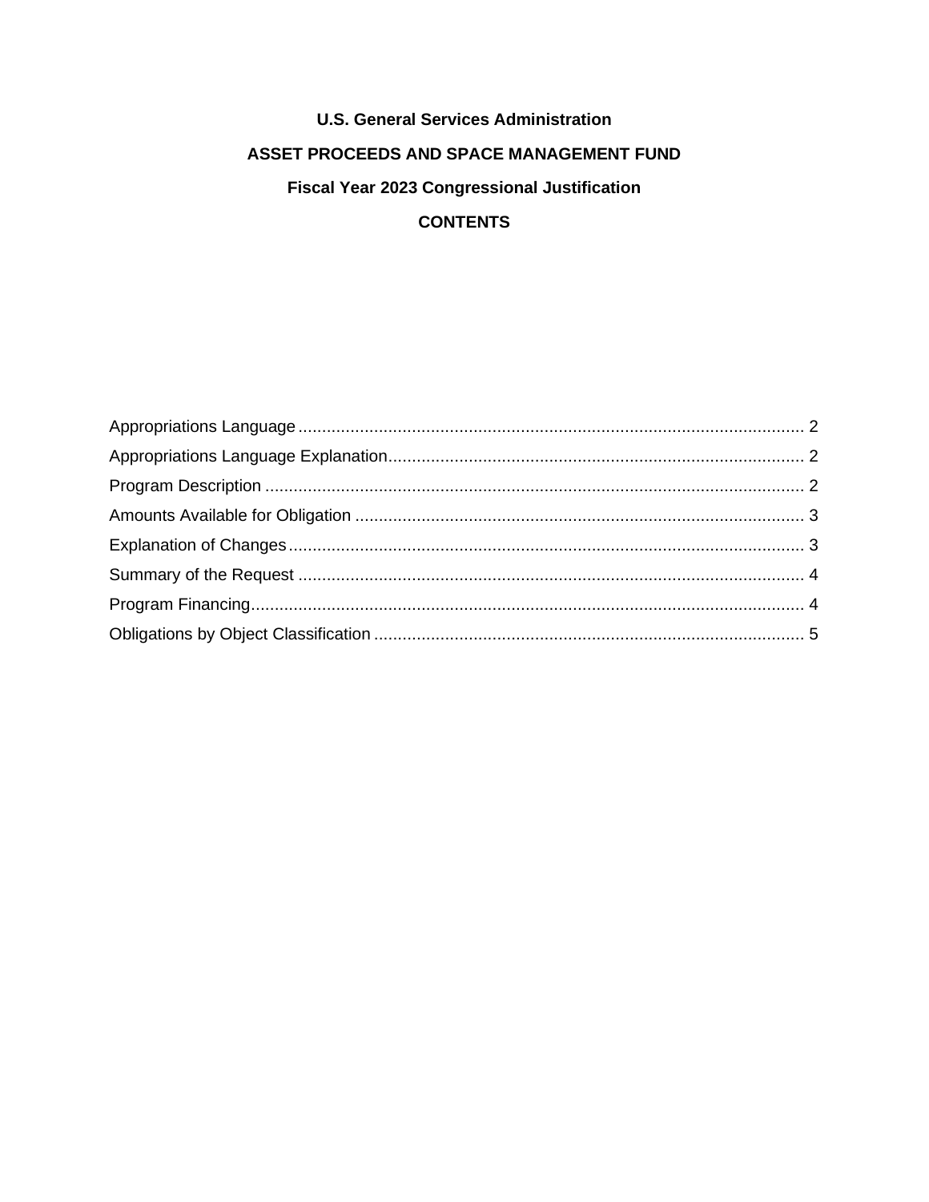# U.S. General Services Administration

## ASSET PROCEEDS AND SPACE MANAGEMENT FUND

## Fiscal Year 2023 Congressional Justification

## CONTENTS

Appropriations Language .......... 2
Appropriations Language Explanation .......... 2
Program Description .......... 2
Amounts Available for Obligation .......... 3
Explanation of Changes .......... 3
Summary of the Request .......... 4
Program Financing .......... 4
Obligations by Object Classification .......... 5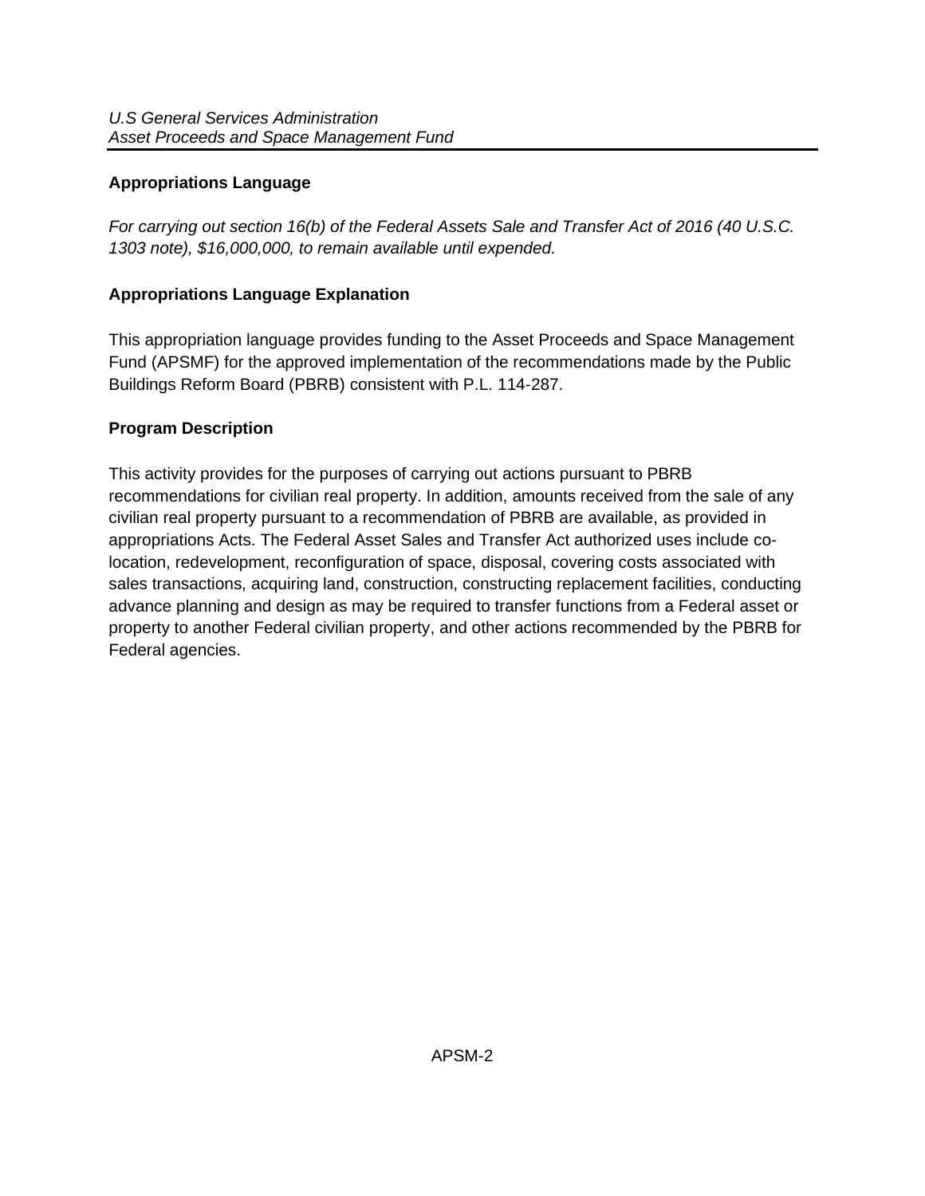## Appropriations Language

*For carrying out section 16(b) of the Federal Assets Sale and Transfer Act of 2016 (40 U.S.C. 1303 note), $16,000,000, to remain available until expended.*

## Appropriations Language Explanation

This appropriation language provides funding to the Asset Proceeds and Space Management Fund (APSMF) for the approved implementation of the recommendations made by the Public Buildings Reform Board (PBRB) consistent with P.L. 114-287.

## Program Description

This activity provides for the purposes of carrying out actions pursuant to PBRB recommendations for civilian real property. In addition, amounts received from the sale of any civilian real property pursuant to a recommendation of PBRB are available, as provided in appropriations Acts. The Federal Asset Sales and Transfer Act authorized uses include co-location, redevelopment, reconfiguration of space, disposal, covering costs associated with sales transactions, acquiring land, construction, constructing replacement facilities, conducting advance planning and design as may be required to transfer functions from a Federal asset or property to another Federal civilian property, and other actions recommended by the PBRB for Federal agencies.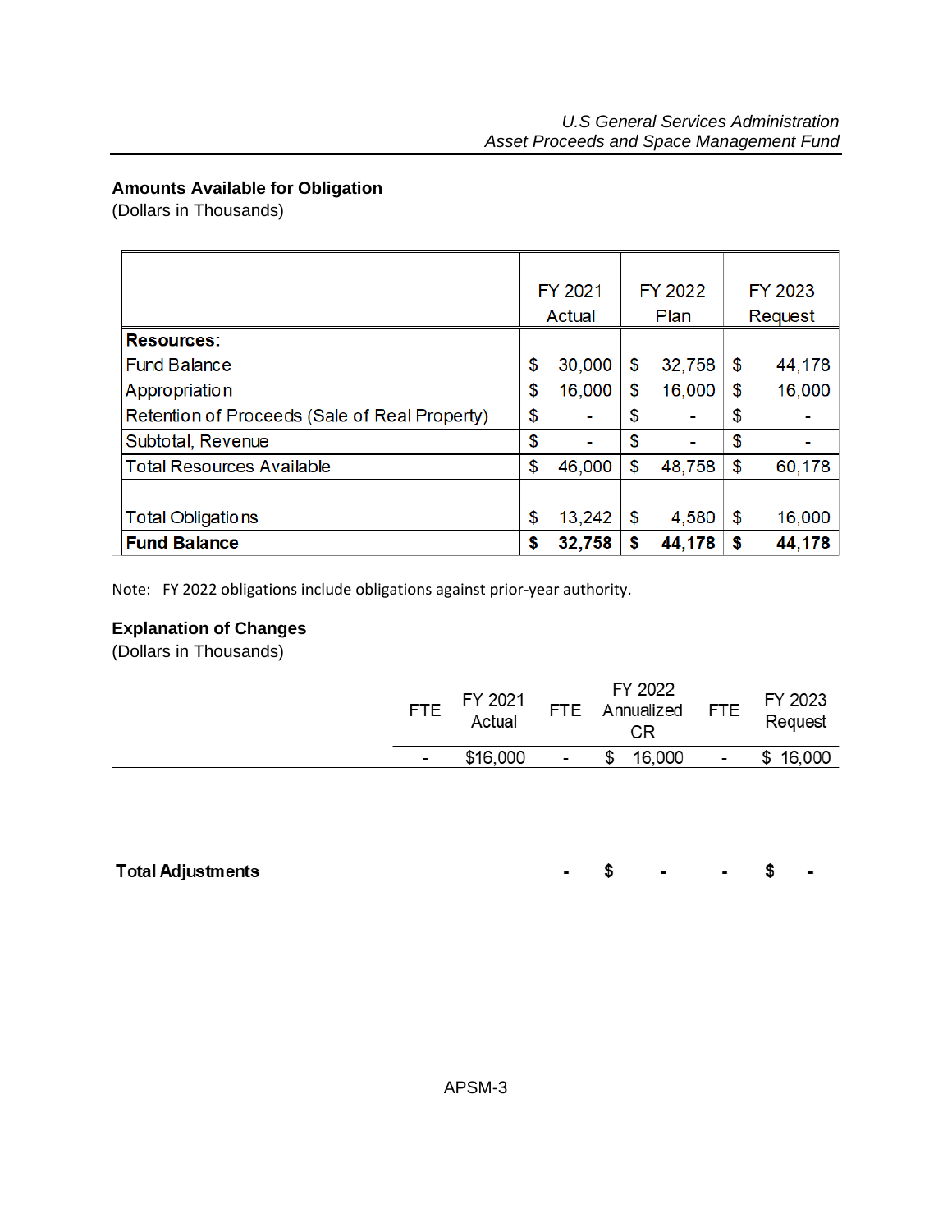## Amounts Available for Obligation

(Dollars in Thousands)

| | FY 2021 Actual | FY 2022 Plan | FY 2023 Request |
|---|---|---|---|
| **Resources:** | | | |
| Fund Balance | $ 30,000 | $ 32,758 | $ 44,178 |
| Appropriation | $ 16,000 | $ 16,000 | $ 16,000 |
| Retention of Proceeds (Sale of Real Property) | $ - | $ - | $ - |
| Subtotal, Revenue | $ - | $ - | $ - |
| Total Resources Available | $ 46,000 | $ 48,758 | $ 60,178 |
| Total Obligations | $ 13,242 | $ 4,580 | $ 16,000 |
| **Fund Balance** | **$ 32,758** | **$ 44,178** | **$ 44,178** |

Note: FY 2022 obligations include obligations against prior-year authority.

## Explanation of Changes

(Dollars in Thousands)

| | FTE | FY 2021 Actual | FTE | FY 2022 Annualized CR | FTE | FY 2023 Request |
|---|---|---|---|---|---|---|
| | - | $16,000 | - | $ 16,000 | - | $ 16,000 |
| **Total Adjustments** | | | **-** | **$ -** | **-** | **$ -** |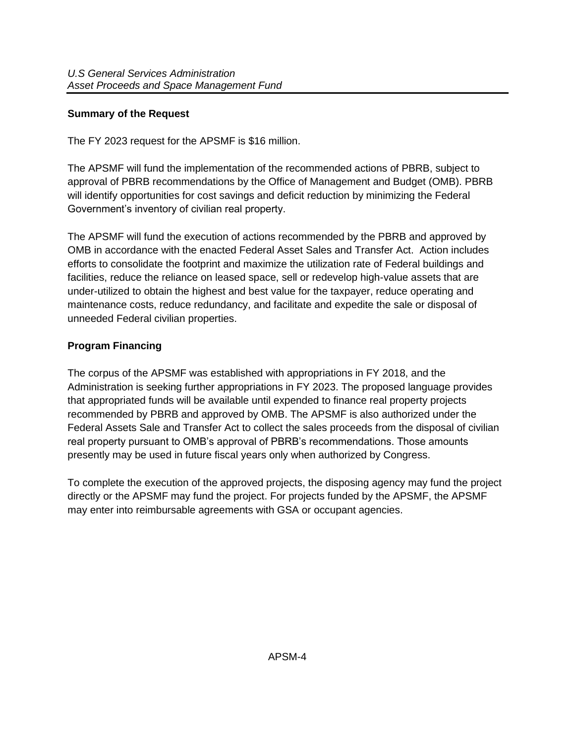## Summary of the Request

The FY 2023 request for the APSMF is $16 million.

The APSMF will fund the implementation of the recommended actions of PBRB, subject to approval of PBRB recommendations by the Office of Management and Budget (OMB). PBRB will identify opportunities for cost savings and deficit reduction by minimizing the Federal Government's inventory of civilian real property.

The APSMF will fund the execution of actions recommended by the PBRB and approved by OMB in accordance with the enacted Federal Asset Sales and Transfer Act. Action includes efforts to consolidate the footprint and maximize the utilization rate of Federal buildings and facilities, reduce the reliance on leased space, sell or redevelop high-value assets that are under-utilized to obtain the highest and best value for the taxpayer, reduce operating and maintenance costs, reduce redundancy, and facilitate and expedite the sale or disposal of unneeded Federal civilian properties.

## Program Financing

The corpus of the APSMF was established with appropriations in FY 2018, and the Administration is seeking further appropriations in FY 2023. The proposed language provides that appropriated funds will be available until expended to finance real property projects recommended by PBRB and approved by OMB. The APSMF is also authorized under the Federal Assets Sale and Transfer Act to collect the sales proceeds from the disposal of civilian real property pursuant to OMB's approval of PBRB's recommendations. Those amounts presently may be used in future fiscal years only when authorized by Congress.

To complete the execution of the approved projects, the disposing agency may fund the project directly or the APSMF may fund the project. For projects funded by the APSMF, the APSMF may enter into reimbursable agreements with GSA or occupant agencies.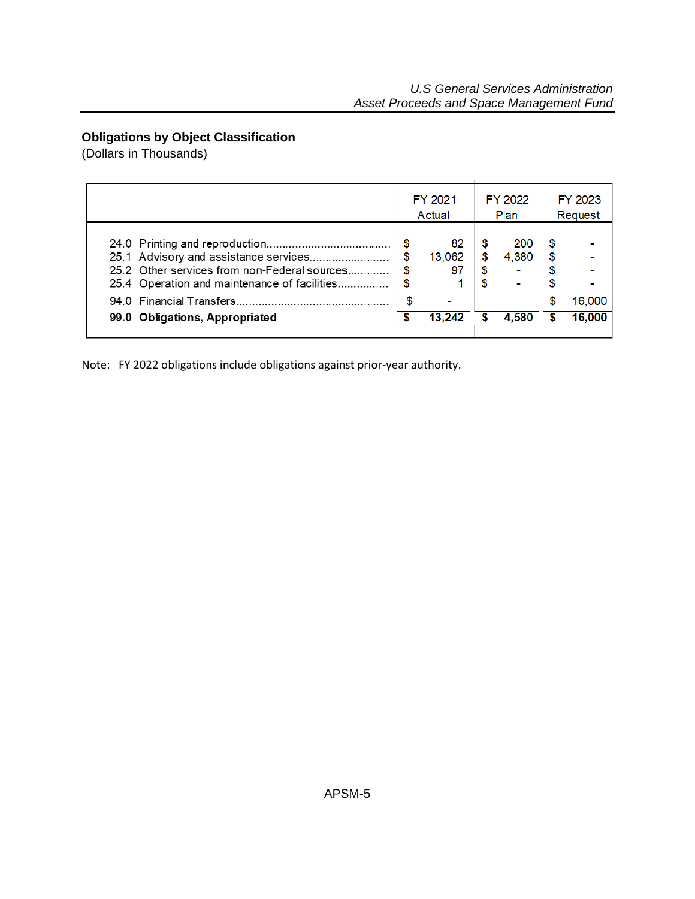## Obligations by Object Classification

(Dollars in Thousands)

| | FY 2021 Actual | FY 2022 Plan | FY 2023 Request |
|---|---|---|---|
| 24.0 Printing and reproduction | $ 82 | $ 200 | $ - |
| 25.1 Advisory and assistance services | $ 13,062 | $ 4,380 | $ - |
| 25.2 Other services from non-Federal sources | $ 97 | $ - | $ - |
| 25.4 Operation and maintenance of facilities | $ 1 | $ - | $ - |
| 94.0 Financial Transfers | $ - | | $ 16,000 |
| **99.0 Obligations, Appropriated** | **$ 13,242** | **$ 4,580** | **$ 16,000** |

Note: FY 2022 obligations include obligations against prior-year authority.